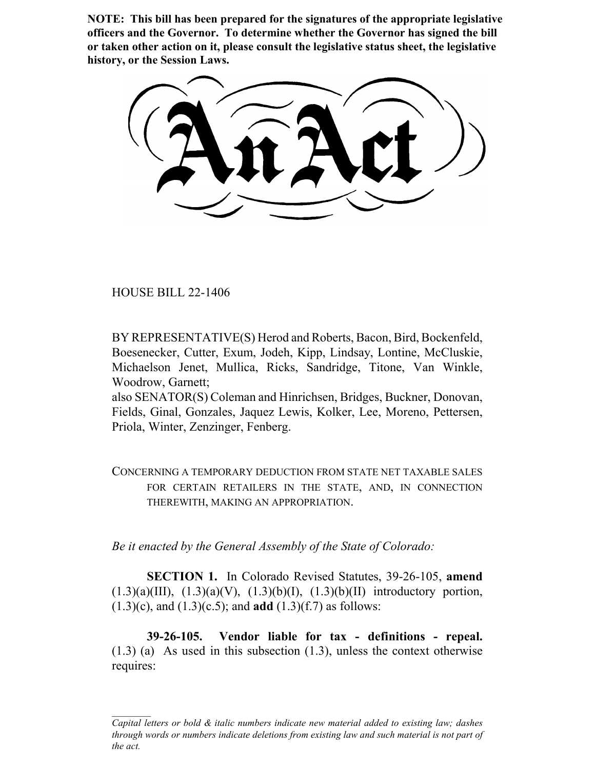**NOTE: This bill has been prepared for the signatures of the appropriate legislative officers and the Governor. To determine whether the Governor has signed the bill or taken other action on it, please consult the legislative status sheet, the legislative history, or the Session Laws.**

# An Act

HOUSE BILL 22-1406

BY REPRESENTATIVE(S) Herod and Roberts, Bacon, Bird, Bockenfeld, Boesenecker, Cutter, Exum, Jodeh, Kipp, Lindsay, Lontine, McCluskie, Michaelson Jenet, Mullica, Ricks, Sandridge, Titone, Van Winkle, Woodrow, Garnett;
also SENATOR(S) Coleman and Hinrichsen, Bridges, Buckner, Donovan, Fields, Ginal, Gonzales, Jaquez Lewis, Kolker, Lee, Moreno, Pettersen, Priola, Winter, Zenzinger, Fenberg.

CONCERNING A TEMPORARY DEDUCTION FROM STATE NET TAXABLE SALES FOR CERTAIN RETAILERS IN THE STATE, AND, IN CONNECTION THEREWITH, MAKING AN APPROPRIATION.

*Be it enacted by the General Assembly of the State of Colorado:*

**SECTION 1.** In Colorado Revised Statutes, 39-26-105, **amend** (1.3)(a)(III), (1.3)(a)(V), (1.3)(b)(I), (1.3)(b)(II) introductory portion, (1.3)(c), and (1.3)(c.5); and **add** (1.3)(f.7) as follows:

**39-26-105. Vendor liable for tax - definitions - repeal.** (1.3) (a) As used in this subsection (1.3), unless the context otherwise requires:

*Capital letters or bold & italic numbers indicate new material added to existing law; dashes through words or numbers indicate deletions from existing law and such material is not part of the act.*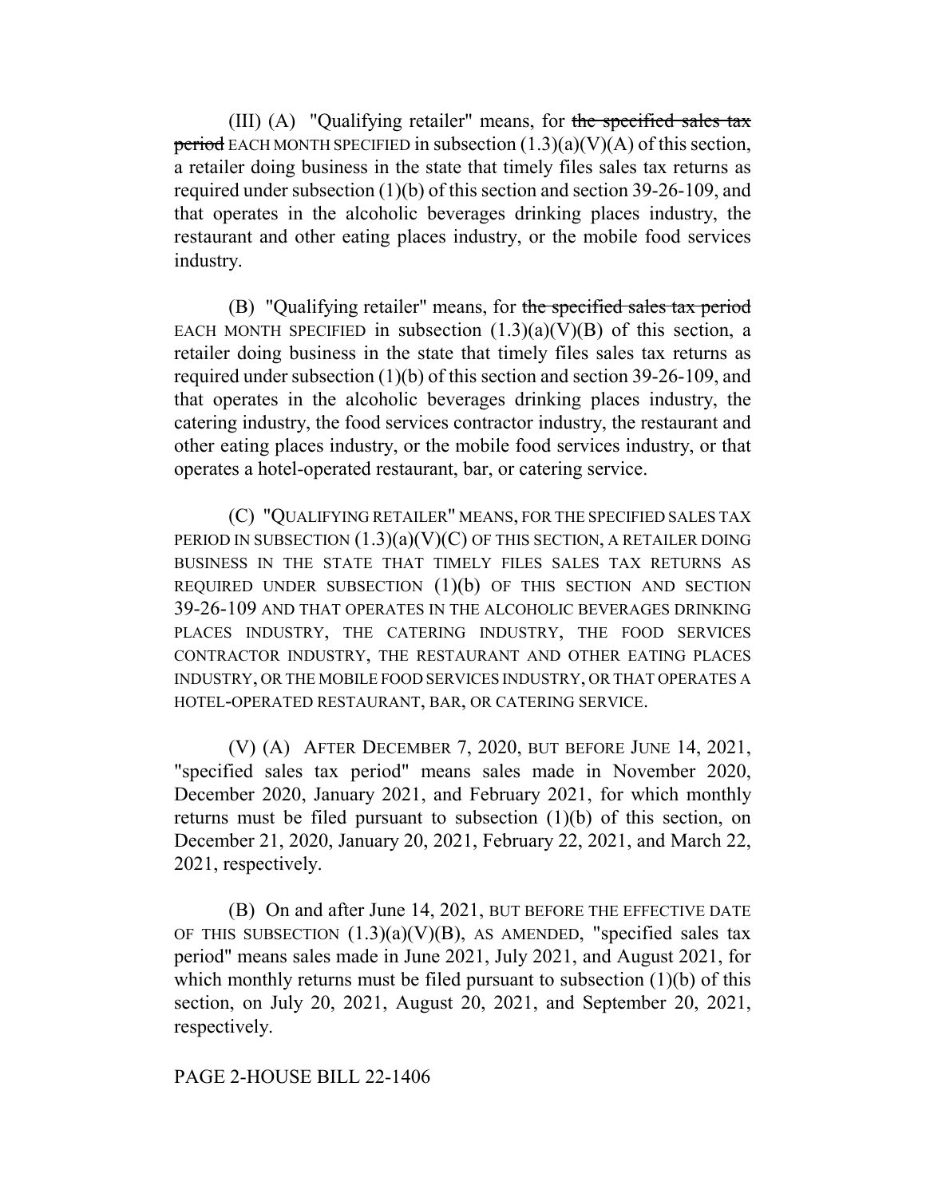(III) (A) "Qualifying retailer" means, for ~~the specified sales tax period~~ EACH MONTH SPECIFIED in subsection (1.3)(a)(V)(A) of this section, a retailer doing business in the state that timely files sales tax returns as required under subsection (1)(b) of this section and section 39-26-109, and that operates in the alcoholic beverages drinking places industry, the restaurant and other eating places industry, or the mobile food services industry.

(B) "Qualifying retailer" means, for ~~the specified sales tax period~~ EACH MONTH SPECIFIED in subsection (1.3)(a)(V)(B) of this section, a retailer doing business in the state that timely files sales tax returns as required under subsection (1)(b) of this section and section 39-26-109, and that operates in the alcoholic beverages drinking places industry, the catering industry, the food services contractor industry, the restaurant and other eating places industry, or the mobile food services industry, or that operates a hotel-operated restaurant, bar, or catering service.

(C) "QUALIFYING RETAILER" MEANS, FOR THE SPECIFIED SALES TAX PERIOD IN SUBSECTION (1.3)(a)(V)(C) OF THIS SECTION, A RETAILER DOING BUSINESS IN THE STATE THAT TIMELY FILES SALES TAX RETURNS AS REQUIRED UNDER SUBSECTION (1)(b) OF THIS SECTION AND SECTION 39-26-109 AND THAT OPERATES IN THE ALCOHOLIC BEVERAGES DRINKING PLACES INDUSTRY, THE CATERING INDUSTRY, THE FOOD SERVICES CONTRACTOR INDUSTRY, THE RESTAURANT AND OTHER EATING PLACES INDUSTRY, OR THE MOBILE FOOD SERVICES INDUSTRY, OR THAT OPERATES A HOTEL-OPERATED RESTAURANT, BAR, OR CATERING SERVICE.

(V) (A) AFTER DECEMBER 7, 2020, BUT BEFORE JUNE 14, 2021, "specified sales tax period" means sales made in November 2020, December 2020, January 2021, and February 2021, for which monthly returns must be filed pursuant to subsection (1)(b) of this section, on December 21, 2020, January 20, 2021, February 22, 2021, and March 22, 2021, respectively.

(B) On and after June 14, 2021, BUT BEFORE THE EFFECTIVE DATE OF THIS SUBSECTION (1.3)(a)(V)(B), AS AMENDED, "specified sales tax period" means sales made in June 2021, July 2021, and August 2021, for which monthly returns must be filed pursuant to subsection (1)(b) of this section, on July 20, 2021, August 20, 2021, and September 20, 2021, respectively.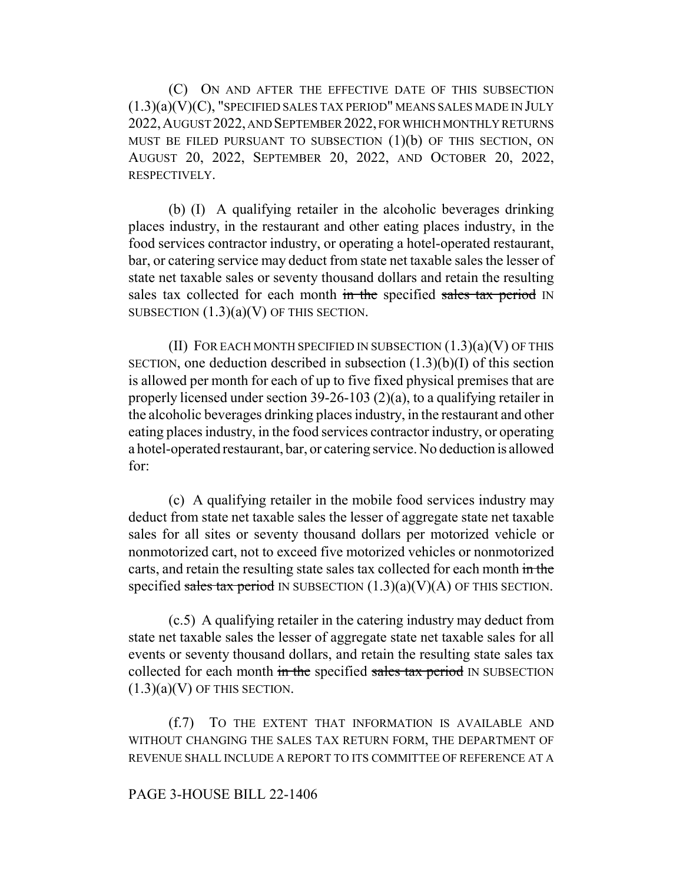(C) ON AND AFTER THE EFFECTIVE DATE OF THIS SUBSECTION (1.3)(a)(V)(C), "SPECIFIED SALES TAX PERIOD" MEANS SALES MADE IN JULY 2022, AUGUST 2022, AND SEPTEMBER 2022, FOR WHICH MONTHLY RETURNS MUST BE FILED PURSUANT TO SUBSECTION (1)(b) OF THIS SECTION, ON AUGUST 20, 2022, SEPTEMBER 20, 2022, AND OCTOBER 20, 2022, RESPECTIVELY.

(b) (I) A qualifying retailer in the alcoholic beverages drinking places industry, in the restaurant and other eating places industry, in the food services contractor industry, or operating a hotel-operated restaurant, bar, or catering service may deduct from state net taxable sales the lesser of state net taxable sales or seventy thousand dollars and retain the resulting sales tax collected for each month ~~in the~~ specified ~~sales tax period~~ IN SUBSECTION (1.3)(a)(V) OF THIS SECTION.

(II) FOR EACH MONTH SPECIFIED IN SUBSECTION (1.3)(a)(V) OF THIS SECTION, one deduction described in subsection (1.3)(b)(I) of this section is allowed per month for each of up to five fixed physical premises that are properly licensed under section 39-26-103 (2)(a), to a qualifying retailer in the alcoholic beverages drinking places industry, in the restaurant and other eating places industry, in the food services contractor industry, or operating a hotel-operated restaurant, bar, or catering service. No deduction is allowed for:

(c) A qualifying retailer in the mobile food services industry may deduct from state net taxable sales the lesser of aggregate state net taxable sales for all sites or seventy thousand dollars per motorized vehicle or nonmotorized cart, not to exceed five motorized vehicles or nonmotorized carts, and retain the resulting state sales tax collected for each month ~~in the~~ specified ~~sales tax period~~ IN SUBSECTION (1.3)(a)(V)(A) OF THIS SECTION.

(c.5) A qualifying retailer in the catering industry may deduct from state net taxable sales the lesser of aggregate state net taxable sales for all events or seventy thousand dollars, and retain the resulting state sales tax collected for each month ~~in the~~ specified ~~sales tax period~~ IN SUBSECTION (1.3)(a)(V) OF THIS SECTION.

(f.7) TO THE EXTENT THAT INFORMATION IS AVAILABLE AND WITHOUT CHANGING THE SALES TAX RETURN FORM, THE DEPARTMENT OF REVENUE SHALL INCLUDE A REPORT TO ITS COMMITTEE OF REFERENCE AT A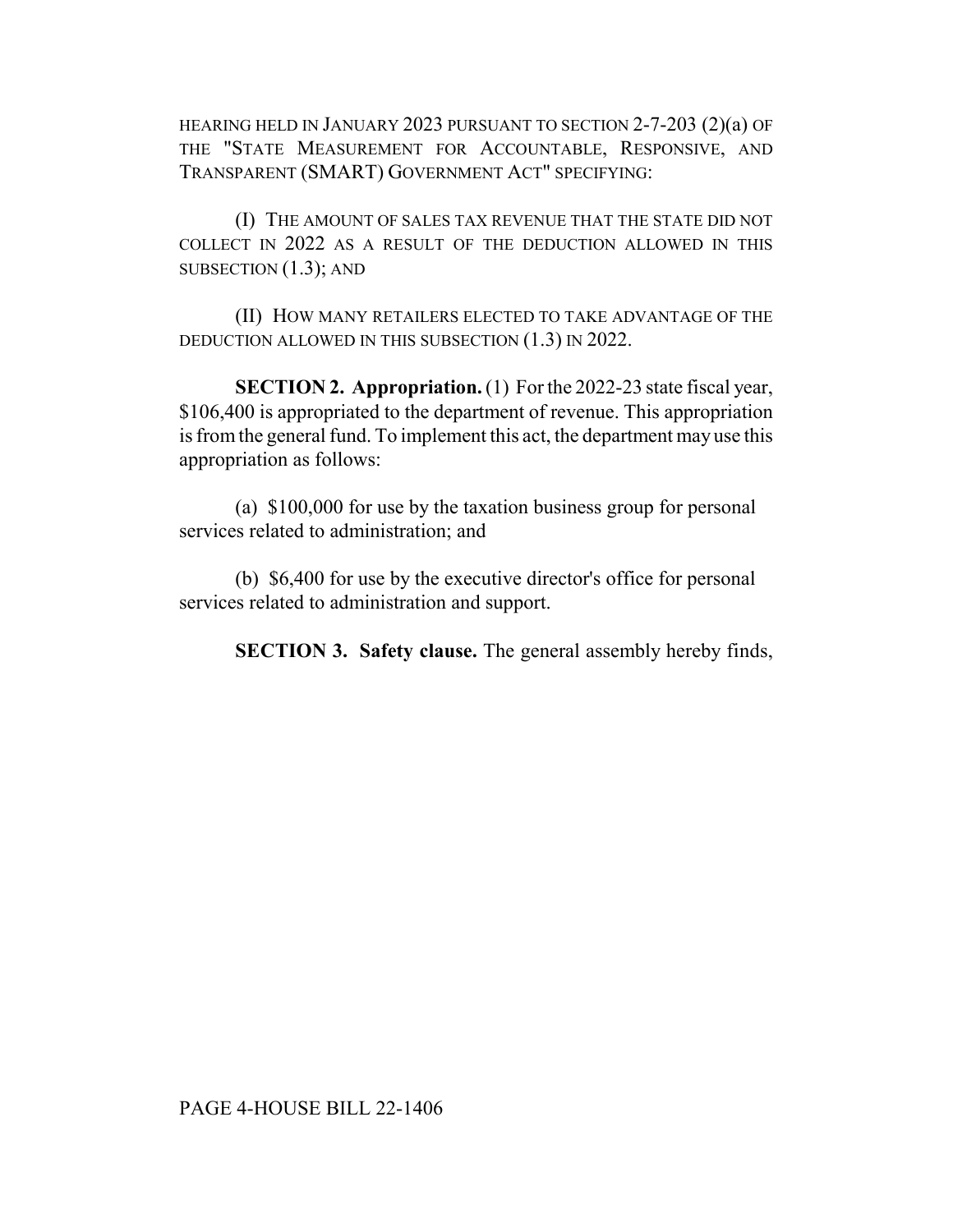HEARING HELD IN JANUARY 2023 PURSUANT TO SECTION 2-7-203 (2)(a) OF THE "STATE MEASUREMENT FOR ACCOUNTABLE, RESPONSIVE, AND TRANSPARENT (SMART) GOVERNMENT ACT" SPECIFYING:

(I) THE AMOUNT OF SALES TAX REVENUE THAT THE STATE DID NOT COLLECT IN 2022 AS A RESULT OF THE DEDUCTION ALLOWED IN THIS SUBSECTION (1.3); AND

(II) HOW MANY RETAILERS ELECTED TO TAKE ADVANTAGE OF THE DEDUCTION ALLOWED IN THIS SUBSECTION (1.3) IN 2022.

**SECTION 2. Appropriation.** (1) For the 2022-23 state fiscal year, $106,400 is appropriated to the department of revenue. This appropriation is from the general fund. To implement this act, the department may use this appropriation as follows:

(a) $100,000 for use by the taxation business group for personal services related to administration; and

(b) $6,400 for use by the executive director's office for personal services related to administration and support.

**SECTION 3. Safety clause.** The general assembly hereby finds,

PAGE 4-HOUSE BILL 22-1406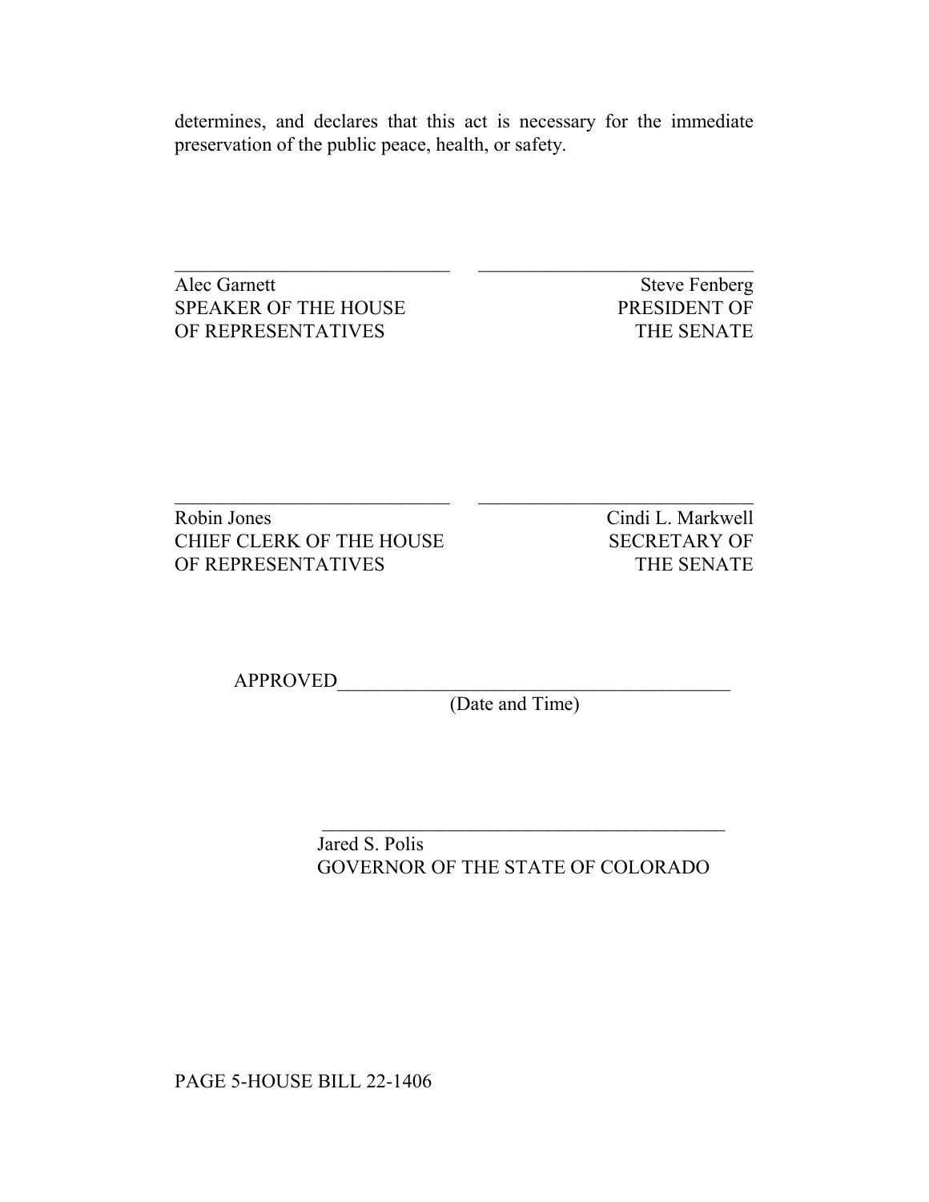determines, and declares that this act is necessary for the immediate preservation of the public peace, health, or safety.

| | |
|---|---|
| ____________________________ | ____________________________ |
| Alec Garnett | Steve Fenberg |
| SPEAKER OF THE HOUSE | PRESIDENT OF |
| OF REPRESENTATIVES | THE SENATE |

| | |
|---|---|
| ____________________________ | ____________________________ |
| Robin Jones | Cindi L. Markwell |
| CHIEF CLERK OF THE HOUSE | SECRETARY OF |
| OF REPRESENTATIVES | THE SENATE |

APPROVED________________________________________
(Date and Time)

_________________________________________
Jared S. Polis
GOVERNOR OF THE STATE OF COLORADO

PAGE 5-HOUSE BILL 22-1406